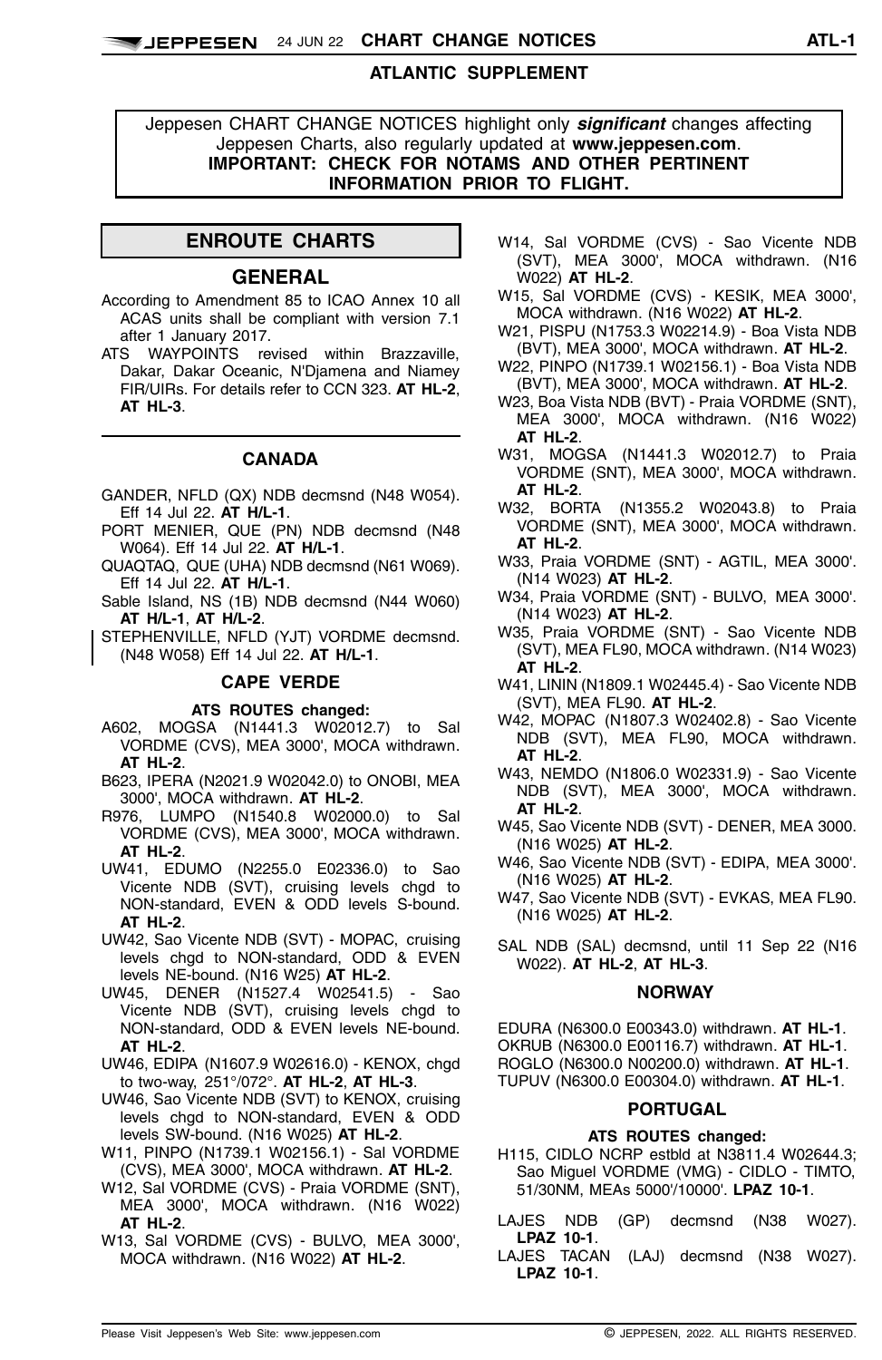# CHART CHANGE NOTICES

## ATLANTIC SUPPLEMENT

Jeppesen CHART CHANGE NOTICES highlight only ***significant*** changes affecting Jeppesen Charts, also regularly updated at **www.jeppesen.com**.
**IMPORTANT: CHECK FOR NOTAMS AND OTHER PERTINENT INFORMATION PRIOR TO FLIGHT.**

## ENROUTE CHARTS

### GENERAL

According to Amendment 85 to ICAO Annex 10 all ACAS units shall be compliant with version 7.1 after 1 January 2017.

ATS WAYPOINTS revised within Brazzaville, Dakar, Dakar Oceanic, N'Djamena and Niamey FIR/UIRs. For details refer to CCN 323. **AT HL-2**, **AT HL-3**.

### CANADA

GANDER, NFLD (QX) NDB decmsnd (N48 W054). Eff 14 Jul 22. **AT H/L-1**.

PORT MENIER, QUE (PN) NDB decmsnd (N48 W064). Eff 14 Jul 22. **AT H/L-1**.

QUAQTAQ, QUE (UHA) NDB decmsnd (N61 W069). Eff 14 Jul 22. **AT H/L-1**.

Sable Island, NS (1B) NDB decmsnd (N44 W060) **AT H/L-1**, **AT H/L-2**.

STEPHENVILLE, NFLD (YJT) VORDME decmsnd. (N48 W058) Eff 14 Jul 22. **AT H/L-1**.

### CAPE VERDE

#### ATS ROUTES changed:

A602, MOGSA (N1441.3 W02012.7) to Sal VORDME (CVS), MEA 3000', MOCA withdrawn. **AT HL-2**.

B623, IPERA (N2021.9 W02042.0) to ONOBI, MEA 3000', MOCA withdrawn. **AT HL-2**.

R976, LUMPO (N1540.8 W02000.0) to Sal VORDME (CVS), MEA 3000', MOCA withdrawn. **AT HL-2**.

UW41, EDUMO (N2255.0 E02336.0) to Sao Vicente NDB (SVT), cruising levels chgd to NON-standard, EVEN & ODD levels S-bound. **AT HL-2**.

UW42, Sao Vicente NDB (SVT) - MOPAC, cruising levels chgd to NON-standard, ODD & EVEN levels NE-bound. (N16 W25) **AT HL-2**.

UW45, DENER (N1527.4 W02541.5) - Sao Vicente NDB (SVT), cruising levels chgd to NON-standard, ODD & EVEN levels NE-bound. **AT HL-2**.

UW46, EDIPA (N1607.9 W02616.0) - KENOX, chgd to two-way, 251°/072°. **AT HL-2**, **AT HL-3**.

UW46, Sao Vicente NDB (SVT) to KENOX, cruising levels chgd to NON-standard, EVEN & ODD levels SW-bound. (N16 W025) **AT HL-2**.

W11, PINPO (N1739.1 W02156.1) - Sal VORDME (CVS), MEA 3000', MOCA withdrawn. **AT HL-2**.

W12, Sal VORDME (CVS) - Praia VORDME (SNT), MEA 3000', MOCA withdrawn. (N16 W022) **AT HL-2**.

W13, Sal VORDME (CVS) - BULVO, MEA 3000', MOCA withdrawn. (N16 W022) **AT HL-2**.

W14, Sal VORDME (CVS) - Sao Vicente NDB (SVT), MEA 3000', MOCA withdrawn. (N16 W022) **AT HL-2**.

W15, Sal VORDME (CVS) - KESIK, MEA 3000', MOCA withdrawn. (N16 W022) **AT HL-2**.

W21, PISPU (N1753.3 W02214.9) - Boa Vista NDB (BVT), MEA 3000', MOCA withdrawn. **AT HL-2**.

W22, PINPO (N1739.1 W02156.1) - Boa Vista NDB (BVT), MEA 3000', MOCA withdrawn. **AT HL-2**.

W23, Boa Vista NDB (BVT) - Praia VORDME (SNT), MEA 3000', MOCA withdrawn. (N16 W022) **AT HL-2**.

W31, MOGSA (N1441.3 W02012.7) to Praia VORDME (SNT), MEA 3000', MOCA withdrawn. **AT HL-2**.

W32, BORTA (N1355.2 W02043.8) to Praia VORDME (SNT), MEA 3000', MOCA withdrawn. **AT HL-2**.

W33, Praia VORDME (SNT) - AGTIL, MEA 3000'. (N14 W023) **AT HL-2**.

W34, Praia VORDME (SNT) - BULVO, MEA 3000'. (N14 W023) **AT HL-2**.

W35, Praia VORDME (SNT) - Sao Vicente NDB (SVT), MEA FL90, MOCA withdrawn. (N14 W023) **AT HL-2**.

W41, LININ (N1809.1 W02445.4) - Sao Vicente NDB (SVT), MEA FL90. **AT HL-2**.

W42, MOPAC (N1807.3 W02402.8) - Sao Vicente NDB (SVT), MEA FL90, MOCA withdrawn. **AT HL-2**.

W43, NEMDO (N1806.0 W02331.9) - Sao Vicente NDB (SVT), MEA 3000', MOCA withdrawn. **AT HL-2**.

W45, Sao Vicente NDB (SVT) - DENER, MEA 3000. (N16 W025) **AT HL-2**.

W46, Sao Vicente NDB (SVT) - EDIPA, MEA 3000'. (N16 W025) **AT HL-2**.

W47, Sao Vicente NDB (SVT) - EVKAS, MEA FL90. (N16 W025) **AT HL-2**.

SAL NDB (SAL) decmsnd, until 11 Sep 22 (N16 W022). **AT HL-2**, **AT HL-3**.

### NORWAY

EDURA (N6300.0 E00343.0) withdrawn. **AT HL-1**.

OKRUB (N6300.0 E00116.7) withdrawn. **AT HL-1**.

ROGLO (N6300.0 N00200.0) withdrawn. **AT HL-1**.

TUPUV (N6300.0 E00304.0) withdrawn. **AT HL-1**.

### PORTUGAL

#### ATS ROUTES changed:

H115, CIDLO NCRP estbld at N3811.4 W02644.3; Sao Miguel VORDME (VMG) - CIDLO - TIMTO, 51/30NM, MEAs 5000'/10000'. **LPAZ 10-1**.

LAJES NDB (GP) decmsnd (N38 W027). **LPAZ 10-1**.

LAJES TACAN (LAJ) decmsnd (N38 W027). **LPAZ 10-1**.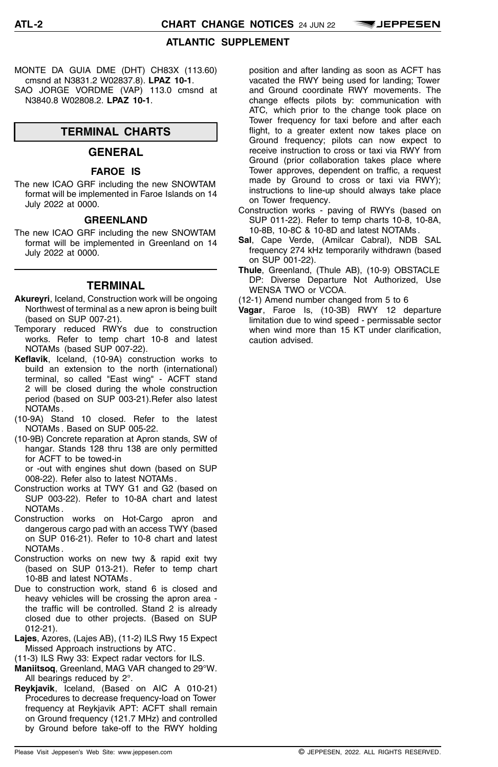MONTE DA GUIA DME (DHT) CH83X (113.60) cmsnd at N3831.2 W02837.8). **LPAZ 10-1**.

SAO JORGE VORDME (VAP) 113.0 cmsnd at N3840.8 W02808.2. **LPAZ 10-1**.

## TERMINAL CHARTS

### GENERAL

#### FAROE IS

The new ICAO GRF including the new SNOWTAM format will be implemented in Faroe Islands on 14 July 2022 at 0000.

#### GREENLAND

The new ICAO GRF including the new SNOWTAM format will be implemented in Greenland on 14 July 2022 at 0000.

### TERMINAL

**Akureyri**, Iceland, Construction work will be ongoing Northwest of terminal as a new apron is being built (based on SUP 007-21).

Temporary reduced RWYs due to construction works. Refer to temp chart 10-8 and latest NOTAMs (based SUP 007-22).

**Keflavik**, Iceland, (10-9A) construction works to build an extension to the north (international) terminal, so called "East wing" - ACFT stand 2 will be closed during the whole construction period (based on SUP 003-21).Refer also latest NOTAMs.

(10-9A) Stand 10 closed. Refer to the latest NOTAMs. Based on SUP 005-22.

(10-9B) Concrete reparation at Apron stands, SW of hangar. Stands 128 thru 138 are only permitted for ACFT to be towed-in or -out with engines shut down (based on SUP 008-22). Refer also to latest NOTAMs.

Construction works at TWY G1 and G2 (based on SUP 003-22). Refer to 10-8A chart and latest NOTAMs.

Construction works on Hot-Cargo apron and dangerous cargo pad with an access TWY (based on SUP 016-21). Refer to 10-8 chart and latest NOTAMs.

Construction works on new twy & rapid exit twy (based on SUP 013-21). Refer to temp chart 10-8B and latest NOTAMs.

Due to construction work, stand 6 is closed and heavy vehicles will be crossing the apron area - the traffic will be controlled. Stand 2 is already closed due to other projects. (Based on SUP 012-21).

**Lajes**, Azores, (Lajes AB), (11-2) ILS Rwy 15 Expect Missed Approach instructions by ATC.

(11-3) ILS Rwy 33: Expect radar vectors for ILS.

**Maniitsoq**, Greenland, MAG VAR changed to 29°W. All bearings reduced by 2°.

**Reykjavik**, Iceland, (Based on AIC A 010-21) Procedures to decrease frequency-load on Tower frequency at Reykjavik APT: ACFT shall remain on Ground frequency (121.7 MHz) and controlled by Ground before take-off to the RWY holding position and after landing as soon as ACFT has vacated the RWY being used for landing; Tower and Ground coordinate RWY movements. The change effects pilots by: communication with ATC, which prior to the change took place on Tower frequency for taxi before and after each flight, to a greater extent now takes place on Ground frequency; pilots can now expect to receive instruction to cross or taxi via RWY from Ground (prior collaboration takes place where Tower approves, dependent on traffic, a request made by Ground to cross or taxi via RWY); instructions to line-up should always take place on Tower frequency.

Construction works - paving of RWYs (based on SUP 011-22). Refer to temp charts 10-8, 10-8A, 10-8B, 10-8C & 10-8D and latest NOTAMs.

**Sal**, Cape Verde, (Amilcar Cabral), NDB SAL frequency 274 kHz temporarily withdrawn (based on SUP 001-22).

**Thule**, Greenland, (Thule AB), (10-9) OBSTACLE DP: Diverse Departure Not Authorized, Use WENSA TWO or VCOA.

(12-1) Amend number changed from 5 to 6

**Vagar**, Faroe Is, (10-3B) RWY 12 departure limitation due to wind speed - permissable sector when wind more than 15 KT under clarification, caution advised.